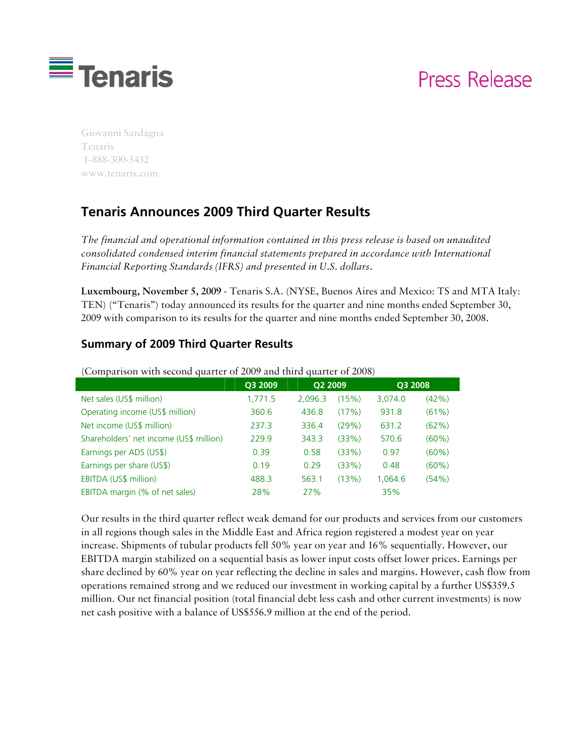Tenaris

Press Release

Giovanni Sardagna
Tenaris
1-888-300-5432
www.tenaris.com

## Tenaris Announces 2009 Third Quarter Results

*The financial and operational information contained in this press release is based on unaudited consolidated condensed interim financial statements prepared in accordance with International Financial Reporting Standards (IFRS) and presented in U.S. dollars.*

**Luxembourg, November 5, 2009** - Tenaris S.A. (NYSE, Buenos Aires and Mexico: TS and MTA Italy: TEN) ("Tenaris") today announced its results for the quarter and nine months ended September 30, 2009 with comparison to its results for the quarter and nine months ended September 30, 2008.

### Summary of 2009 Third Quarter Results

(Comparison with second quarter of 2009 and third quarter of 2008)

| | Q3 2009 | Q2 2009 | | Q3 2008 | |
|---|---|---|---|---|---|
| Net sales (US$ million) | 1,771.5 | 2,096.3 | (15%) | 3,074.0 | (42%) |
| Operating income (US$ million) | 360.6 | 436.8 | (17%) | 931.8 | (61%) |
| Net income (US$ million) | 237.3 | 336.4 | (29%) | 631.2 | (62%) |
| Shareholders' net income (US$ million) | 229.9 | 343.3 | (33%) | 570.6 | (60%) |
| Earnings per ADS (US$) | 0.39 | 0.58 | (33%) | 0.97 | (60%) |
| Earnings per share (US$) | 0.19 | 0.29 | (33%) | 0.48 | (60%) |
| EBITDA (US$ million) | 488.3 | 563.1 | (13%) | 1,064.6 | (54%) |
| EBITDA margin (% of net sales) | 28% | 27% | | 35% | |

Our results in the third quarter reflect weak demand for our products and services from our customers in all regions though sales in the Middle East and Africa region registered a modest year on year increase. Shipments of tubular products fell 50% year on year and 16% sequentially. However, our EBITDA margin stabilized on a sequential basis as lower input costs offset lower prices. Earnings per share declined by 60% year on year reflecting the decline in sales and margins. However, cash flow from operations remained strong and we reduced our investment in working capital by a further US$359.5 million. Our net financial position (total financial debt less cash and other current investments) is now net cash positive with a balance of US$556.9 million at the end of the period.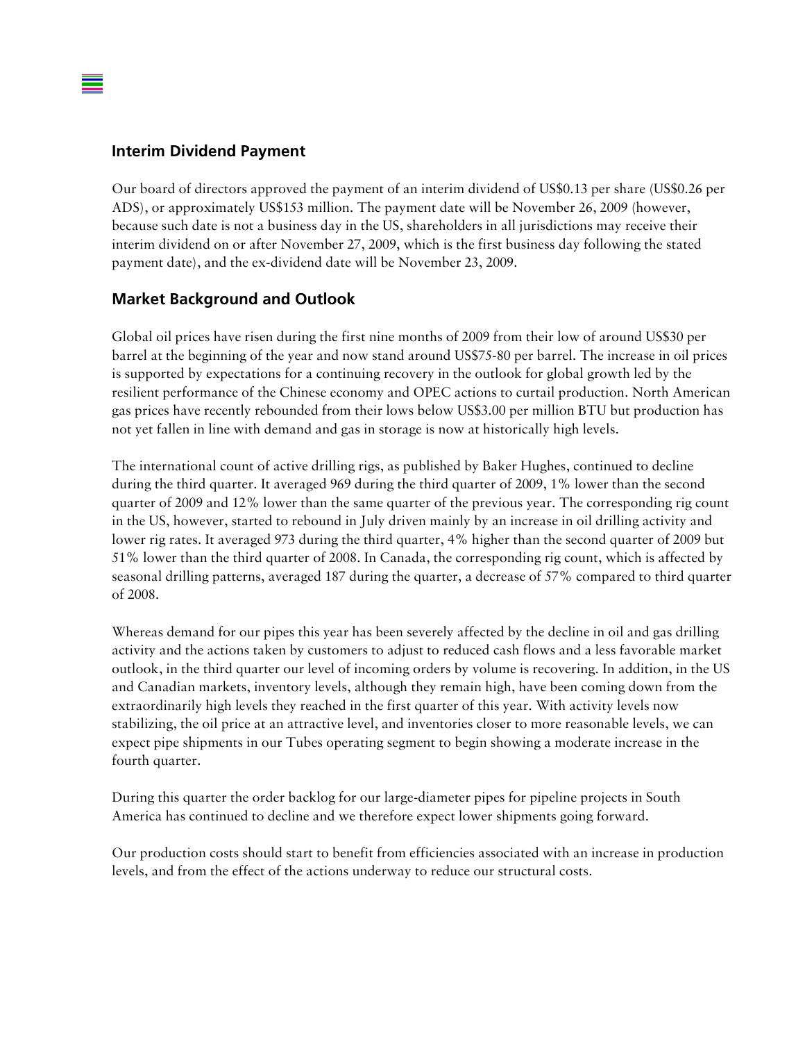## Interim Dividend Payment

Our board of directors approved the payment of an interim dividend of US$0.13 per share (US$0.26 per ADS), or approximately US$153 million. The payment date will be November 26, 2009 (however, because such date is not a business day in the US, shareholders in all jurisdictions may receive their interim dividend on or after November 27, 2009, which is the first business day following the stated payment date), and the ex-dividend date will be November 23, 2009.

## Market Background and Outlook

Global oil prices have risen during the first nine months of 2009 from their low of around US$30 per barrel at the beginning of the year and now stand around US$75-80 per barrel. The increase in oil prices is supported by expectations for a continuing recovery in the outlook for global growth led by the resilient performance of the Chinese economy and OPEC actions to curtail production. North American gas prices have recently rebounded from their lows below US$3.00 per million BTU but production has not yet fallen in line with demand and gas in storage is now at historically high levels.

The international count of active drilling rigs, as published by Baker Hughes, continued to decline during the third quarter. It averaged 969 during the third quarter of 2009, 1% lower than the second quarter of 2009 and 12% lower than the same quarter of the previous year. The corresponding rig count in the US, however, started to rebound in July driven mainly by an increase in oil drilling activity and lower rig rates. It averaged 973 during the third quarter, 4% higher than the second quarter of 2009 but 51% lower than the third quarter of 2008. In Canada, the corresponding rig count, which is affected by seasonal drilling patterns, averaged 187 during the quarter, a decrease of 57% compared to third quarter of 2008.

Whereas demand for our pipes this year has been severely affected by the decline in oil and gas drilling activity and the actions taken by customers to adjust to reduced cash flows and a less favorable market outlook, in the third quarter our level of incoming orders by volume is recovering. In addition, in the US and Canadian markets, inventory levels, although they remain high, have been coming down from the extraordinarily high levels they reached in the first quarter of this year. With activity levels now stabilizing, the oil price at an attractive level, and inventories closer to more reasonable levels, we can expect pipe shipments in our Tubes operating segment to begin showing a moderate increase in the fourth quarter.

During this quarter the order backlog for our large-diameter pipes for pipeline projects in South America has continued to decline and we therefore expect lower shipments going forward.

Our production costs should start to benefit from efficiencies associated with an increase in production levels, and from the effect of the actions underway to reduce our structural costs.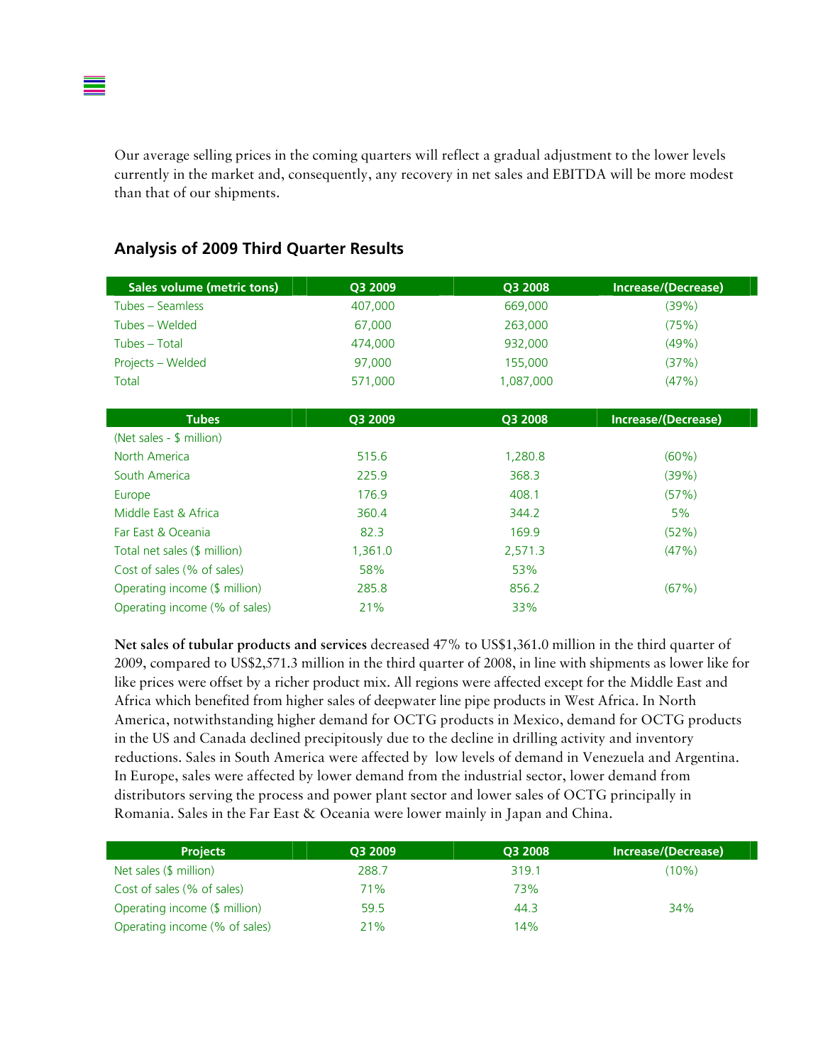Our average selling prices in the coming quarters will reflect a gradual adjustment to the lower levels currently in the market and, consequently, any recovery in net sales and EBITDA will be more modest than that of our shipments.

## Analysis of 2009 Third Quarter Results

| Sales volume (metric tons) | Q3 2009 | Q3 2008 | Increase/(Decrease) |
|---|---|---|---|
| Tubes – Seamless | 407,000 | 669,000 | (39%) |
| Tubes – Welded | 67,000 | 263,000 | (75%) |
| Tubes – Total | 474,000 | 932,000 | (49%) |
| Projects – Welded | 97,000 | 155,000 | (37%) |
| Total | 571,000 | 1,087,000 | (47%) |

| Tubes | Q3 2009 | Q3 2008 | Increase/(Decrease) |
|---|---|---|---|
| (Net sales - $ million) | | | |
| North America | 515.6 | 1,280.8 | (60%) |
| South America | 225.9 | 368.3 | (39%) |
| Europe | 176.9 | 408.1 | (57%) |
| Middle East & Africa | 360.4 | 344.2 | 5% |
| Far East & Oceania | 82.3 | 169.9 | (52%) |
| Total net sales ($ million) | 1,361.0 | 2,571.3 | (47%) |
| Cost of sales (% of sales) | 58% | 53% | |
| Operating income ($ million) | 285.8 | 856.2 | (67%) |
| Operating income (% of sales) | 21% | 33% | |

**Net sales of tubular products and services** decreased 47% to US$1,361.0 million in the third quarter of 2009, compared to US$2,571.3 million in the third quarter of 2008, in line with shipments as lower like for like prices were offset by a richer product mix. All regions were affected except for the Middle East and Africa which benefited from higher sales of deepwater line pipe products in West Africa. In North America, notwithstanding higher demand for OCTG products in Mexico, demand for OCTG products in the US and Canada declined precipitously due to the decline in drilling activity and inventory reductions. Sales in South America were affected by low levels of demand in Venezuela and Argentina. In Europe, sales were affected by lower demand from the industrial sector, lower demand from distributors serving the process and power plant sector and lower sales of OCTG principally in Romania. Sales in the Far East & Oceania were lower mainly in Japan and China.

| Projects | Q3 2009 | Q3 2008 | Increase/(Decrease) |
|---|---|---|---|
| Net sales ($ million) | 288.7 | 319.1 | (10%) |
| Cost of sales (% of sales) | 71% | 73% | |
| Operating income ($ million) | 59.5 | 44.3 | 34% |
| Operating income (% of sales) | 21% | 14% | |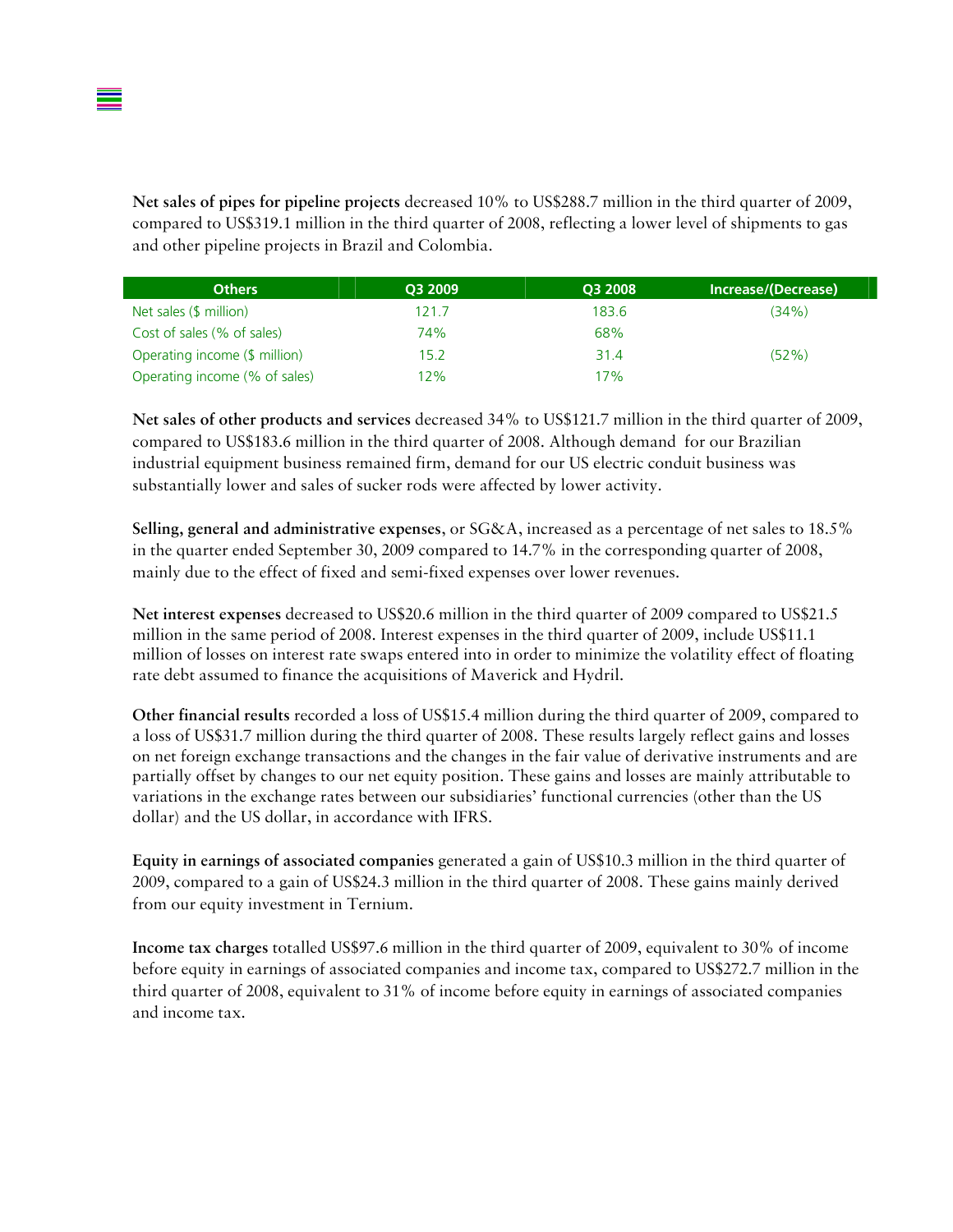**Net sales of pipes for pipeline projects** decreased 10% to US$288.7 million in the third quarter of 2009, compared to US$319.1 million in the third quarter of 2008, reflecting a lower level of shipments to gas and other pipeline projects in Brazil and Colombia.

| Others | Q3 2009 | Q3 2008 | Increase/(Decrease) |
|---|---|---|---|
| Net sales ($ million) | 121.7 | 183.6 | (34%) |
| Cost of sales (% of sales) | 74% | 68% | |
| Operating income ($ million) | 15.2 | 31.4 | (52%) |
| Operating income (% of sales) | 12% | 17% | |

**Net sales of other products and services** decreased 34% to US$121.7 million in the third quarter of 2009, compared to US$183.6 million in the third quarter of 2008. Although demand for our Brazilian industrial equipment business remained firm, demand for our US electric conduit business was substantially lower and sales of sucker rods were affected by lower activity.

**Selling, general and administrative expenses**, or SG&A, increased as a percentage of net sales to 18.5% in the quarter ended September 30, 2009 compared to 14.7% in the corresponding quarter of 2008, mainly due to the effect of fixed and semi-fixed expenses over lower revenues.

**Net interest expenses** decreased to US$20.6 million in the third quarter of 2009 compared to US$21.5 million in the same period of 2008. Interest expenses in the third quarter of 2009, include US$11.1 million of losses on interest rate swaps entered into in order to minimize the volatility effect of floating rate debt assumed to finance the acquisitions of Maverick and Hydril.

**Other financial results** recorded a loss of US$15.4 million during the third quarter of 2009, compared to a loss of US$31.7 million during the third quarter of 2008. These results largely reflect gains and losses on net foreign exchange transactions and the changes in the fair value of derivative instruments and are partially offset by changes to our net equity position. These gains and losses are mainly attributable to variations in the exchange rates between our subsidiaries' functional currencies (other than the US dollar) and the US dollar, in accordance with IFRS.

**Equity in earnings of associated companies** generated a gain of US$10.3 million in the third quarter of 2009, compared to a gain of US$24.3 million in the third quarter of 2008. These gains mainly derived from our equity investment in Ternium.

**Income tax charges** totalled US$97.6 million in the third quarter of 2009, equivalent to 30% of income before equity in earnings of associated companies and income tax, compared to US$272.7 million in the third quarter of 2008, equivalent to 31% of income before equity in earnings of associated companies and income tax.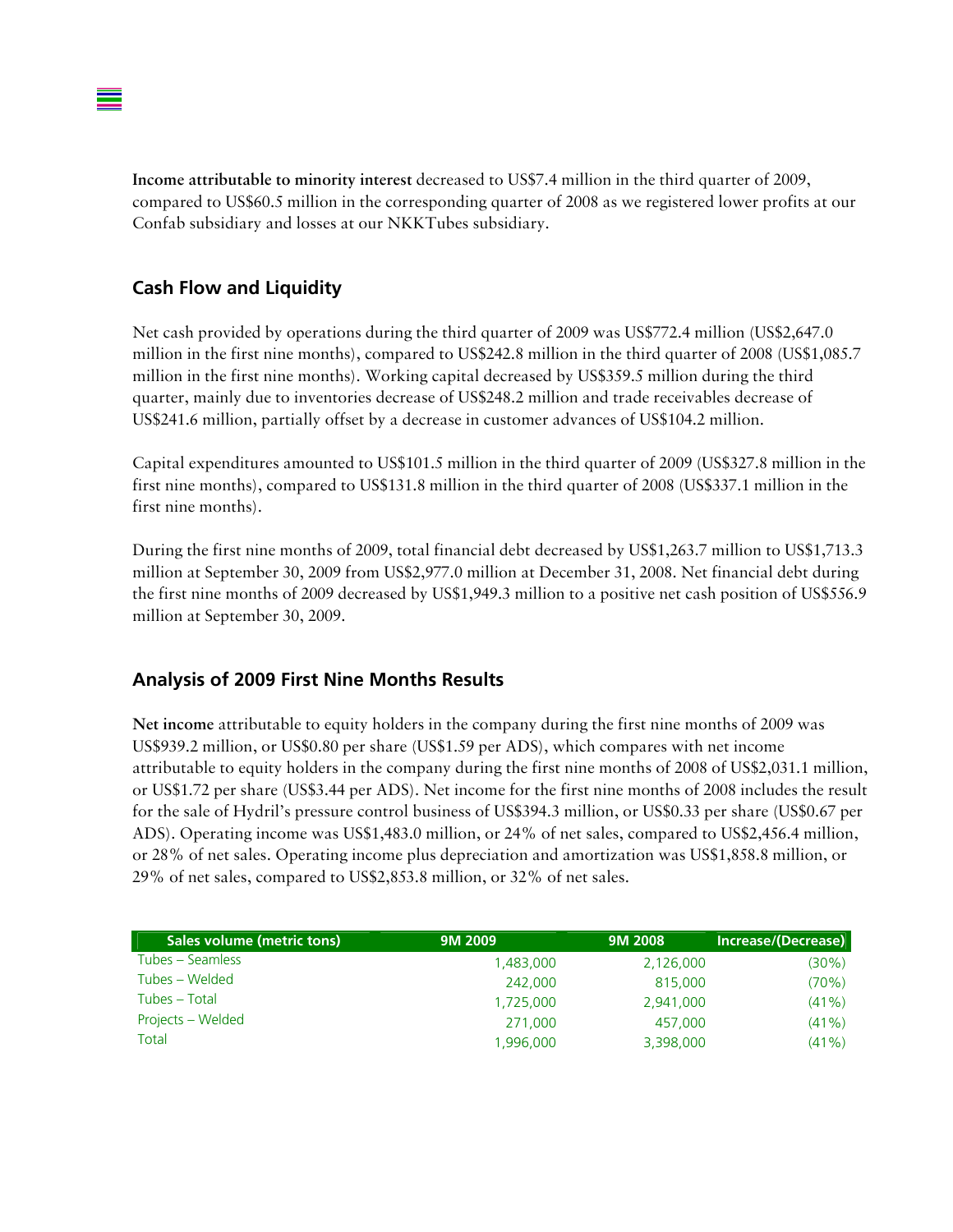**Income attributable to minority interest** decreased to US$7.4 million in the third quarter of 2009, compared to US$60.5 million in the corresponding quarter of 2008 as we registered lower profits at our Confab subsidiary and losses at our NKKTubes subsidiary.

## Cash Flow and Liquidity

Net cash provided by operations during the third quarter of 2009 was US$772.4 million (US$2,647.0 million in the first nine months), compared to US$242.8 million in the third quarter of 2008 (US$1,085.7 million in the first nine months). Working capital decreased by US$359.5 million during the third quarter, mainly due to inventories decrease of US$248.2 million and trade receivables decrease of US$241.6 million, partially offset by a decrease in customer advances of US$104.2 million.

Capital expenditures amounted to US$101.5 million in the third quarter of 2009 (US$327.8 million in the first nine months), compared to US$131.8 million in the third quarter of 2008 (US$337.1 million in the first nine months).

During the first nine months of 2009, total financial debt decreased by US$1,263.7 million to US$1,713.3 million at September 30, 2009 from US$2,977.0 million at December 31, 2008. Net financial debt during the first nine months of 2009 decreased by US$1,949.3 million to a positive net cash position of US$556.9 million at September 30, 2009.

## Analysis of 2009 First Nine Months Results

**Net income** attributable to equity holders in the company during the first nine months of 2009 was US$939.2 million, or US$0.80 per share (US$1.59 per ADS), which compares with net income attributable to equity holders in the company during the first nine months of 2008 of US$2,031.1 million, or US$1.72 per share (US$3.44 per ADS). Net income for the first nine months of 2008 includes the result for the sale of Hydril's pressure control business of US$394.3 million, or US$0.33 per share (US$0.67 per ADS). Operating income was US$1,483.0 million, or 24% of net sales, compared to US$2,456.4 million, or 28% of net sales. Operating income plus depreciation and amortization was US$1,858.8 million, or 29% of net sales, compared to US$2,853.8 million, or 32% of net sales.

| Sales volume (metric tons) | 9M 2009 | 9M 2008 | Increase/(Decrease) |
|---|---|---|---|
| Tubes – Seamless | 1,483,000 | 2,126,000 | (30%) |
| Tubes – Welded | 242,000 | 815,000 | (70%) |
| Tubes – Total | 1,725,000 | 2,941,000 | (41%) |
| Projects – Welded | 271,000 | 457,000 | (41%) |
| Total | 1,996,000 | 3,398,000 | (41%) |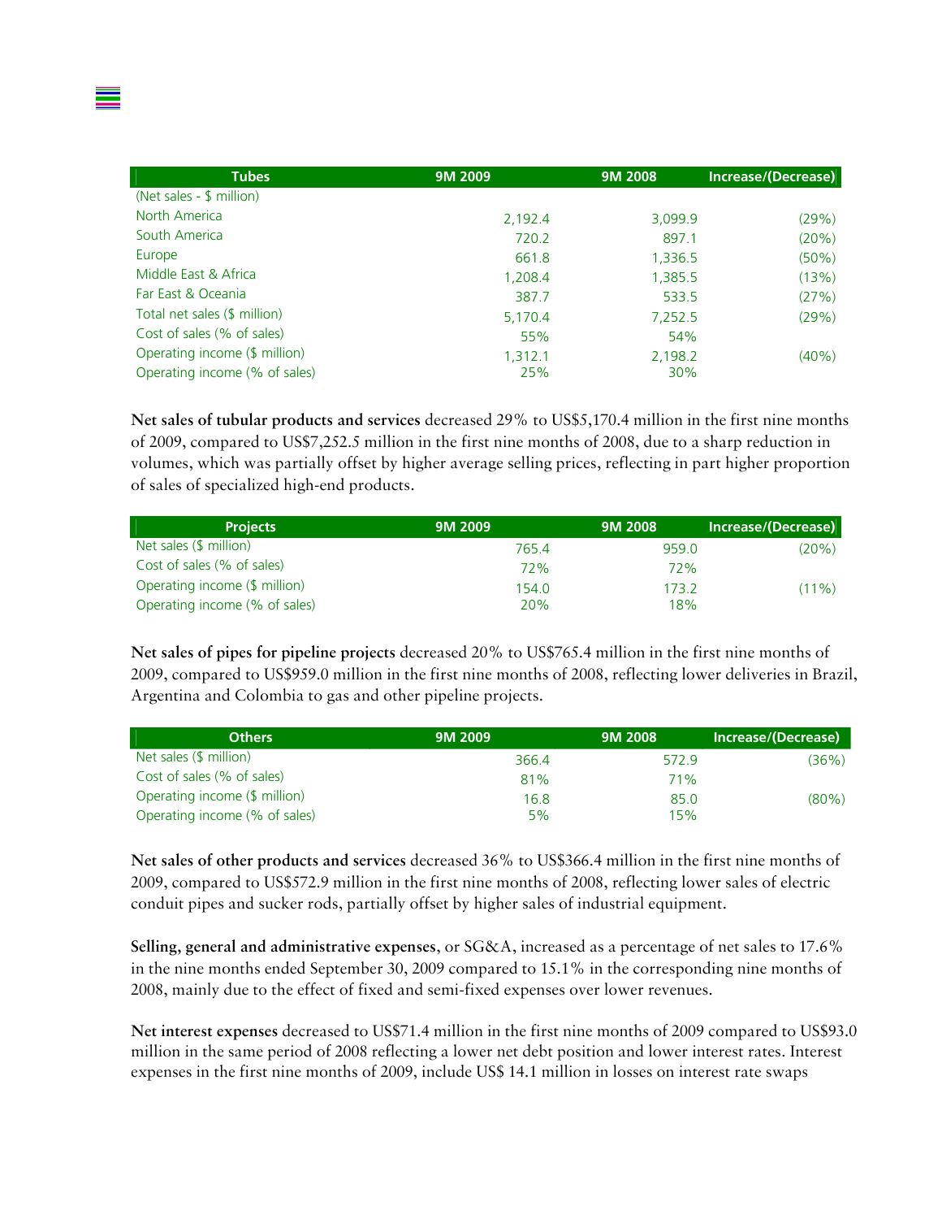| Tubes | 9M 2009 | 9M 2008 | Increase/(Decrease) |
|---|---|---|---|
| (Net sales - $ million) | | | |
| North America | 2,192.4 | 3,099.9 | (29%) |
| South America | 720.2 | 897.1 | (20%) |
| Europe | 661.8 | 1,336.5 | (50%) |
| Middle East & Africa | 1,208.4 | 1,385.5 | (13%) |
| Far East & Oceania | 387.7 | 533.5 | (27%) |
| Total net sales ($ million) | 5,170.4 | 7,252.5 | (29%) |
| Cost of sales (% of sales) | 55% | 54% | |
| Operating income ($ million) | 1,312.1 | 2,198.2 | (40%) |
| Operating income (% of sales) | 25% | 30% | |

**Net sales of tubular products and services** decreased 29% to US$5,170.4 million in the first nine months of 2009, compared to US$7,252.5 million in the first nine months of 2008, due to a sharp reduction in volumes, which was partially offset by higher average selling prices, reflecting in part higher proportion of sales of specialized high-end products.

| Projects | 9M 2009 | 9M 2008 | Increase/(Decrease) |
|---|---|---|---|
| Net sales ($ million) | 765.4 | 959.0 | (20%) |
| Cost of sales (% of sales) | 72% | 72% | |
| Operating income ($ million) | 154.0 | 173.2 | (11%) |
| Operating income (% of sales) | 20% | 18% | |

**Net sales of pipes for pipeline projects** decreased 20% to US$765.4 million in the first nine months of 2009, compared to US$959.0 million in the first nine months of 2008, reflecting lower deliveries in Brazil, Argentina and Colombia to gas and other pipeline projects.

| Others | 9M 2009 | 9M 2008 | Increase/(Decrease) |
|---|---|---|---|
| Net sales ($ million) | 366.4 | 572.9 | (36%) |
| Cost of sales (% of sales) | 81% | 71% | |
| Operating income ($ million) | 16.8 | 85.0 | (80%) |
| Operating income (% of sales) | 5% | 15% | |

**Net sales of other products and services** decreased 36% to US$366.4 million in the first nine months of 2009, compared to US$572.9 million in the first nine months of 2008, reflecting lower sales of electric conduit pipes and sucker rods, partially offset by higher sales of industrial equipment.

**Selling, general and administrative expenses**, or SG&A, increased as a percentage of net sales to 17.6% in the nine months ended September 30, 2009 compared to 15.1% in the corresponding nine months of 2008, mainly due to the effect of fixed and semi-fixed expenses over lower revenues.

**Net interest expenses** decreased to US$71.4 million in the first nine months of 2009 compared to US$93.0 million in the same period of 2008 reflecting a lower net debt position and lower interest rates. Interest expenses in the first nine months of 2009, include US$ 14.1 million in losses on interest rate swaps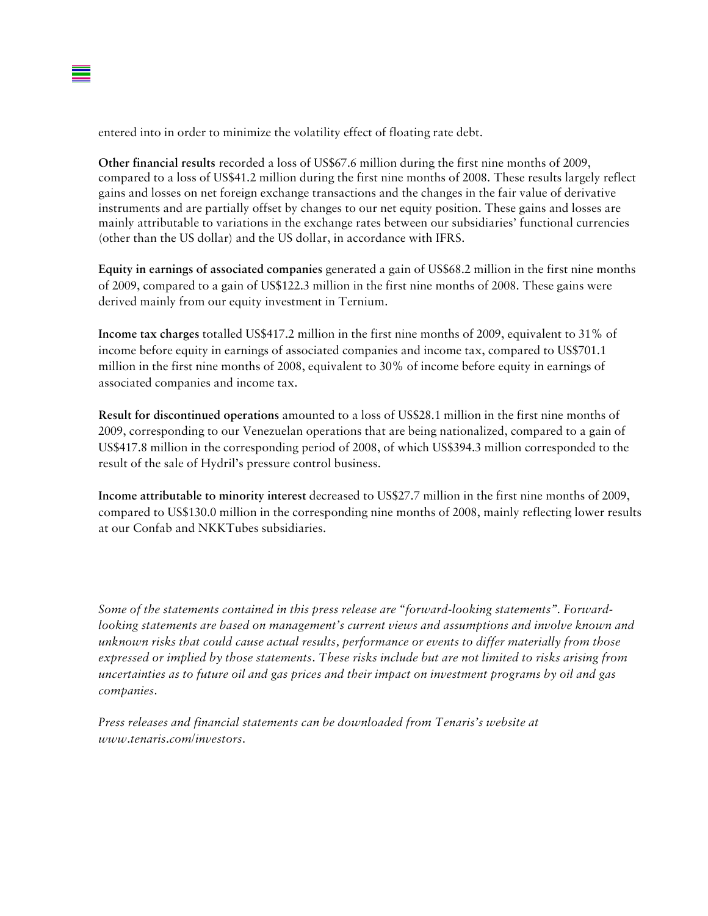entered into in order to minimize the volatility effect of floating rate debt.

**Other financial results** recorded a loss of US$67.6 million during the first nine months of 2009, compared to a loss of US$41.2 million during the first nine months of 2008. These results largely reflect gains and losses on net foreign exchange transactions and the changes in the fair value of derivative instruments and are partially offset by changes to our net equity position. These gains and losses are mainly attributable to variations in the exchange rates between our subsidiaries' functional currencies (other than the US dollar) and the US dollar, in accordance with IFRS.

**Equity in earnings of associated companies** generated a gain of US$68.2 million in the first nine months of 2009, compared to a gain of US$122.3 million in the first nine months of 2008. These gains were derived mainly from our equity investment in Ternium.

**Income tax charges** totalled US$417.2 million in the first nine months of 2009, equivalent to 31% of income before equity in earnings of associated companies and income tax, compared to US$701.1 million in the first nine months of 2008, equivalent to 30% of income before equity in earnings of associated companies and income tax.

**Result for discontinued operations** amounted to a loss of US$28.1 million in the first nine months of 2009, corresponding to our Venezuelan operations that are being nationalized, compared to a gain of US$417.8 million in the corresponding period of 2008, of which US$394.3 million corresponded to the result of the sale of Hydril's pressure control business.

**Income attributable to minority interest** decreased to US$27.7 million in the first nine months of 2009, compared to US$130.0 million in the corresponding nine months of 2008, mainly reflecting lower results at our Confab and NKKTubes subsidiaries.

*Some of the statements contained in this press release are "forward-looking statements". Forward-looking statements are based on management's current views and assumptions and involve known and unknown risks that could cause actual results, performance or events to differ materially from those expressed or implied by those statements. These risks include but are not limited to risks arising from uncertainties as to future oil and gas prices and their impact on investment programs by oil and gas companies.*

*Press releases and financial statements can be downloaded from Tenaris's website at www.tenaris.com/investors.*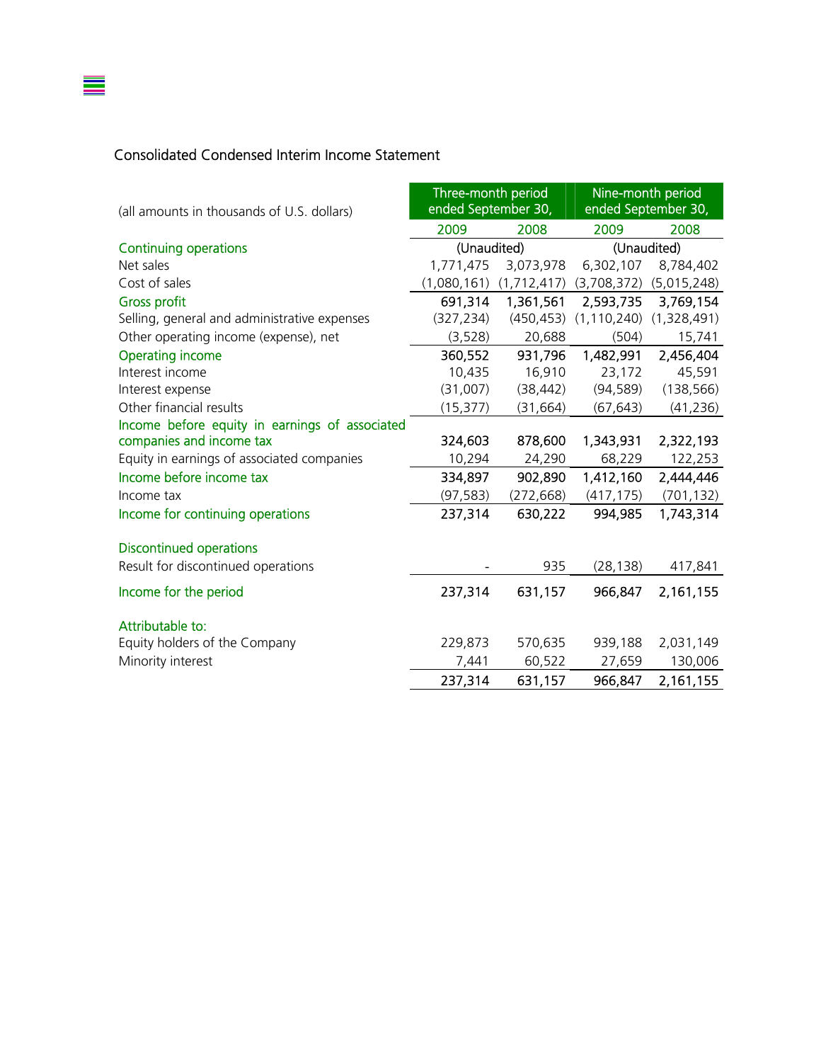## Consolidated Condensed Interim Income Statement

| (all amounts in thousands of U.S. dollars) | Three-month period ended September 30, | | Nine-month period ended September 30, | |
|---|---|---|---|---|
| | 2009 | 2008 | 2009 | 2008 |
| **Continuing operations** | (Unaudited) | | (Unaudited) | |
| Net sales | 1,771,475 | 3,073,978 | 6,302,107 | 8,784,402 |
| Cost of sales | (1,080,161) | (1,712,417) | (3,708,372) | (5,015,248) |
| **Gross profit** | 691,314 | 1,361,561 | 2,593,735 | 3,769,154 |
| Selling, general and administrative expenses | (327,234) | (450,453) | (1,110,240) | (1,328,491) |
| Other operating income (expense), net | (3,528) | 20,688 | (504) | 15,741 |
| **Operating income** | 360,552 | 931,796 | 1,482,991 | 2,456,404 |
| Interest income | 10,435 | 16,910 | 23,172 | 45,591 |
| Interest expense | (31,007) | (38,442) | (94,589) | (138,566) |
| Other financial results | (15,377) | (31,664) | (67,643) | (41,236) |
| **Income before equity in earnings of associated companies and income tax** | 324,603 | 878,600 | 1,343,931 | 2,322,193 |
| Equity in earnings of associated companies | 10,294 | 24,290 | 68,229 | 122,253 |
| **Income before income tax** | 334,897 | 902,890 | 1,412,160 | 2,444,446 |
| Income tax | (97,583) | (272,668) | (417,175) | (701,132) |
| **Income for continuing operations** | 237,314 | 630,222 | 994,985 | 1,743,314 |
| | | | | |
| **Discontinued operations** | | | | |
| Result for discontinued operations | - | 935 | (28,138) | 417,841 |
| **Income for the period** | 237,314 | 631,157 | 966,847 | 2,161,155 |
| | | | | |
| **Attributable to:** | | | | |
| Equity holders of the Company | 229,873 | 570,635 | 939,188 | 2,031,149 |
| Minority interest | 7,441 | 60,522 | 27,659 | 130,006 |
| | 237,314 | 631,157 | 966,847 | 2,161,155 |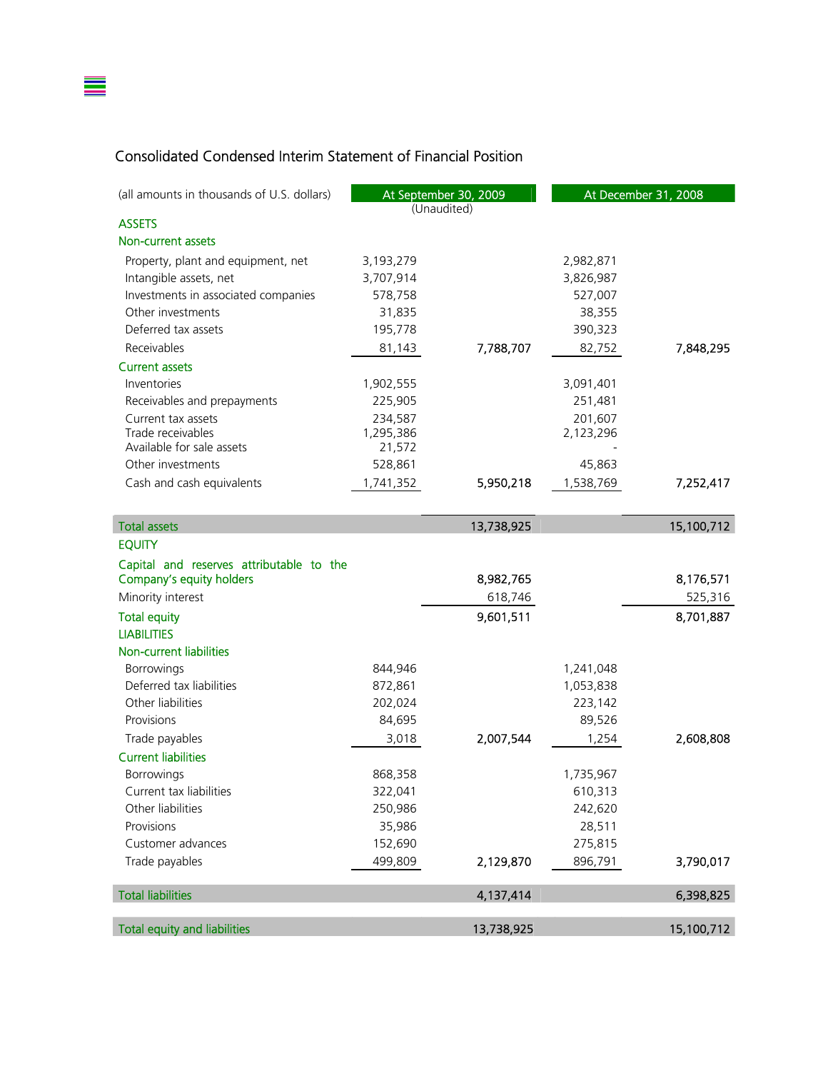## Consolidated Condensed Interim Statement of Financial Position

| (all amounts in thousands of U.S. dollars) | At September 30, 2009 (Unaudited) | | At December 31, 2008 | |
|---|---|---|---|---|
| **ASSETS** | | | | |
| **Non-current assets** | | | | |
| Property, plant and equipment, net | 3,193,279 | | 2,982,871 | |
| Intangible assets, net | 3,707,914 | | 3,826,987 | |
| Investments in associated companies | 578,758 | | 527,007 | |
| Other investments | 31,835 | | 38,355 | |
| Deferred tax assets | 195,778 | | 390,323 | |
| Receivables | 81,143 | 7,788,707 | 82,752 | 7,848,295 |
| **Current assets** | | | | |
| Inventories | 1,902,555 | | 3,091,401 | |
| Receivables and prepayments | 225,905 | | 251,481 | |
| Current tax assets | 234,587 | | 201,607 | |
| Trade receivables | 1,295,386 | | 2,123,296 | |
| Available for sale assets | 21,572 | | - | |
| Other investments | 528,861 | | 45,863 | |
| Cash and cash equivalents | 1,741,352 | 5,950,218 | 1,538,769 | 7,252,417 |
| **Total assets** | | 13,738,925 | | 15,100,712 |
| **EQUITY** | | | | |
| Capital and reserves attributable to the Company's equity holders | | 8,982,765 | | 8,176,571 |
| Minority interest | | 618,746 | | 525,316 |
| **Total equity** | | 9,601,511 | | 8,701,887 |
| **LIABILITIES** | | | | |
| **Non-current liabilities** | | | | |
| Borrowings | 844,946 | | 1,241,048 | |
| Deferred tax liabilities | 872,861 | | 1,053,838 | |
| Other liabilities | 202,024 | | 223,142 | |
| Provisions | 84,695 | | 89,526 | |
| Trade payables | 3,018 | 2,007,544 | 1,254 | 2,608,808 |
| **Current liabilities** | | | | |
| Borrowings | 868,358 | | 1,735,967 | |
| Current tax liabilities | 322,041 | | 610,313 | |
| Other liabilities | 250,986 | | 242,620 | |
| Provisions | 35,986 | | 28,511 | |
| Customer advances | 152,690 | | 275,815 | |
| Trade payables | 499,809 | 2,129,870 | 896,791 | 3,790,017 |
| **Total liabilities** | | 4,137,414 | | 6,398,825 |
| **Total equity and liabilities** | | 13,738,925 | | 15,100,712 |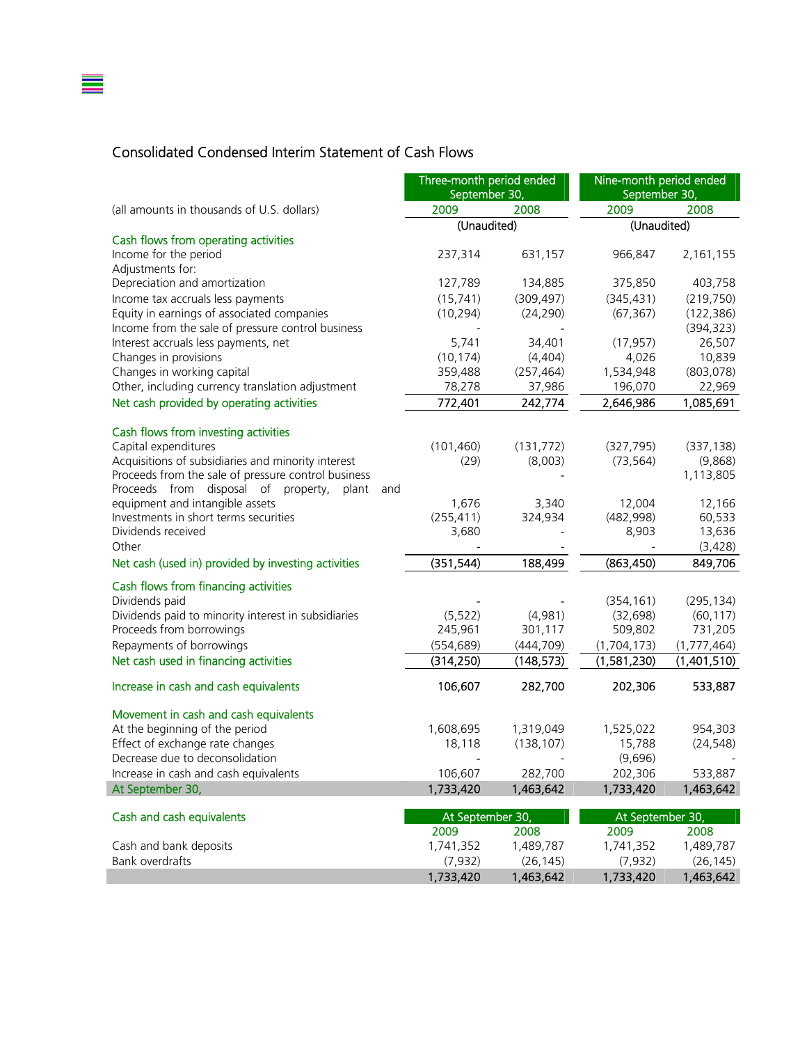## Consolidated Condensed Interim Statement of Cash Flows

| (all amounts in thousands of U.S. dollars) | Three-month period ended September 30, 2009 | Three-month period ended September 30, 2008 | Nine-month period ended September 30, 2009 | Nine-month period ended September 30, 2008 |
|---|---|---|---|---|
| | (Unaudited) | | (Unaudited) | |
| **Cash flows from operating activities** | | | | |
| Income for the period | 237,314 | 631,157 | 966,847 | 2,161,155 |
| Adjustments for: | | | | |
| Depreciation and amortization | 127,789 | 134,885 | 375,850 | 403,758 |
| Income tax accruals less payments | (15,741) | (309,497) | (345,431) | (219,750) |
| Equity in earnings of associated companies | (10,294) | (24,290) | (67,367) | (122,386) |
| Income from the sale of pressure control business | - | - | | (394,323) |
| Interest accruals less payments, net | 5,741 | 34,401 | (17,957) | 26,507 |
| Changes in provisions | (10,174) | (4,404) | 4,026 | 10,839 |
| Changes in working capital | 359,488 | (257,464) | 1,534,948 | (803,078) |
| Other, including currency translation adjustment | 78,278 | 37,986 | 196,070 | 22,969 |
| **Net cash provided by operating activities** | 772,401 | 242,774 | 2,646,986 | 1,085,691 |
| **Cash flows from investing activities** | | | | |
| Capital expenditures | (101,460) | (131,772) | (327,795) | (337,138) |
| Acquisitions of subsidiaries and minority interest | (29) | (8,003) | (73,564) | (9,868) |
| Proceeds from the sale of pressure control business | | - | | 1,113,805 |
| Proceeds from disposal of property, plant and equipment and intangible assets | 1,676 | 3,340 | 12,004 | 12,166 |
| Investments in short terms securities | (255,411) | 324,934 | (482,998) | 60,533 |
| Dividends received | 3,680 | - | 8,903 | 13,636 |
| Other | - | - | - | (3,428) |
| **Net cash (used in) provided by investing activities** | (351,544) | 188,499 | (863,450) | 849,706 |
| **Cash flows from financing activities** | | | | |
| Dividends paid | - | - | (354,161) | (295,134) |
| Dividends paid to minority interest in subsidiaries | (5,522) | (4,981) | (32,698) | (60,117) |
| Proceeds from borrowings | 245,961 | 301,117 | 509,802 | 731,205 |
| Repayments of borrowings | (554,689) | (444,709) | (1,704,173) | (1,777,464) |
| **Net cash used in financing activities** | (314,250) | (148,573) | (1,581,230) | (1,401,510) |
| **Increase in cash and cash equivalents** | 106,607 | 282,700 | 202,306 | 533,887 |
| **Movement in cash and cash equivalents** | | | | |
| At the beginning of the period | 1,608,695 | 1,319,049 | 1,525,022 | 954,303 |
| Effect of exchange rate changes | 18,118 | (138,107) | 15,788 | (24,548) |
| Decrease due to deconsolidation | - | - | (9,696) | - |
| Increase in cash and cash equivalents | 106,607 | 282,700 | 202,306 | 533,887 |
| **At September 30,** | 1,733,420 | 1,463,642 | 1,733,420 | 1,463,642 |

| Cash and cash equivalents | At September 30, 2009 | At September 30, 2008 | At September 30, 2009 | At September 30, 2008 |
|---|---|---|---|---|
| Cash and bank deposits | 1,741,352 | 1,489,787 | 1,741,352 | 1,489,787 |
| Bank overdrafts | (7,932) | (26,145) | (7,932) | (26,145) |
| | 1,733,420 | 1,463,642 | 1,733,420 | 1,463,642 |